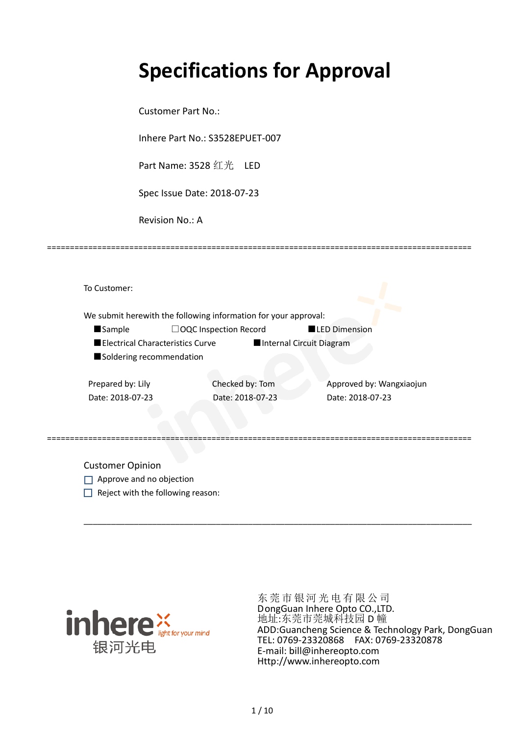# Specifications for Approval

Customer Part No.:

Inhere Part No.: S3528EPUET-007

Part Name: 3528 红光 LED

Spec Issue Date: 2018-07-23

Revision No.: A

==========================================================================================

To Customer:

We submit herewith the following information for your approval:

■Sample ☐OQC Inspection Record ■LED Dimension

■Electrical Characteristics Curve ■Internal Circuit Diagram

■Soldering recommendation

| | | |
|---|---|---|
| Prepared by: Lily | Checked by: Tom | Approved by: Wangxiaojun |
| Date: 2018-07-23 | Date: 2018-07-23 | Date: 2018-07-23 |

==========================================================================================

Customer Opinion

☐ Approve and no objection

☐ Reject with the following reason:

______________________________________________________________________________

inhere light for your mind 银河光电

东 莞 市 银 河 光 电 有 限 公 司
DongGuan Inhere Opto CO.,LTD.
地址:东莞市莞城科技园 D 幢
ADD:Guancheng Science & Technology Park, DongGuan
TEL: 0769-23320868 FAX: 0769-23320878
E-mail: bill@inhereopto.com
Http://www.inhereopto.com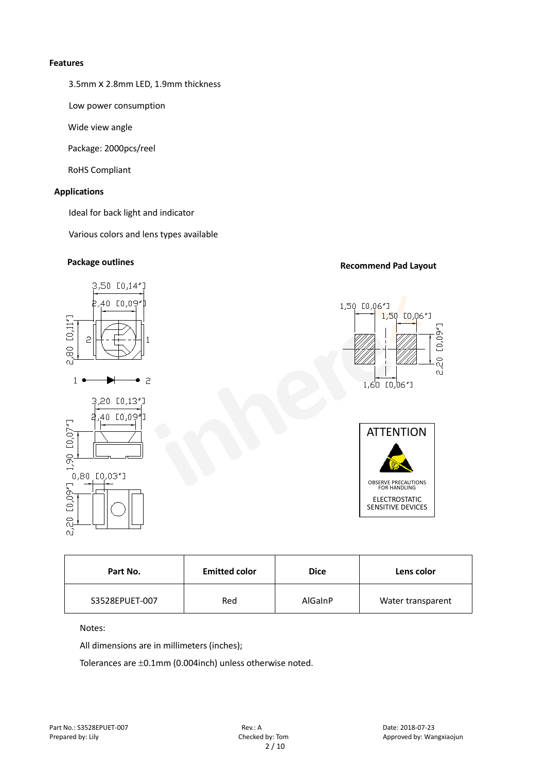**Features**

3.5mm x 2.8mm LED, 1.9mm thickness

Low power consumption

Wide view angle

Package: 2000pcs/reel

RoHS Compliant

**Applications**

Ideal for back light and indicator

Various colors and lens types available

**Package outlines**

3,50 [0,14"]
2,40 [0,09"]
2,80 [0,11"]
2
1
1
2
3,20 [0,13"]
2,40 [0,09"]
1,90 [0,07"]
0,80 [0,03"]
2,20 [0,09"]

**Recommend Pad Layout**

1,50 [0,06"]
1,50 [0,06"]
2,20 [0,09"]
1,60 [0,06"]

ATTENTION
OBSERVE PRECAUTIONS FOR HANDLING
ELECTROSTATIC SENSITIVE DEVICES

| Part No. | Emitted color | Dice | Lens color |
|---|---|---|---|
| S3528EPUET-007 | Red | AlGaInP | Water transparent |

Notes:

All dimensions are in millimeters (inches);

Tolerances are ±0.1mm (0.004inch) unless otherwise noted.

Part No.: S3528EPUET-007
Prepared by: Lily
Rev.: A
Checked by: Tom
Date: 2018-07-23
Approved by: Wangxiaojun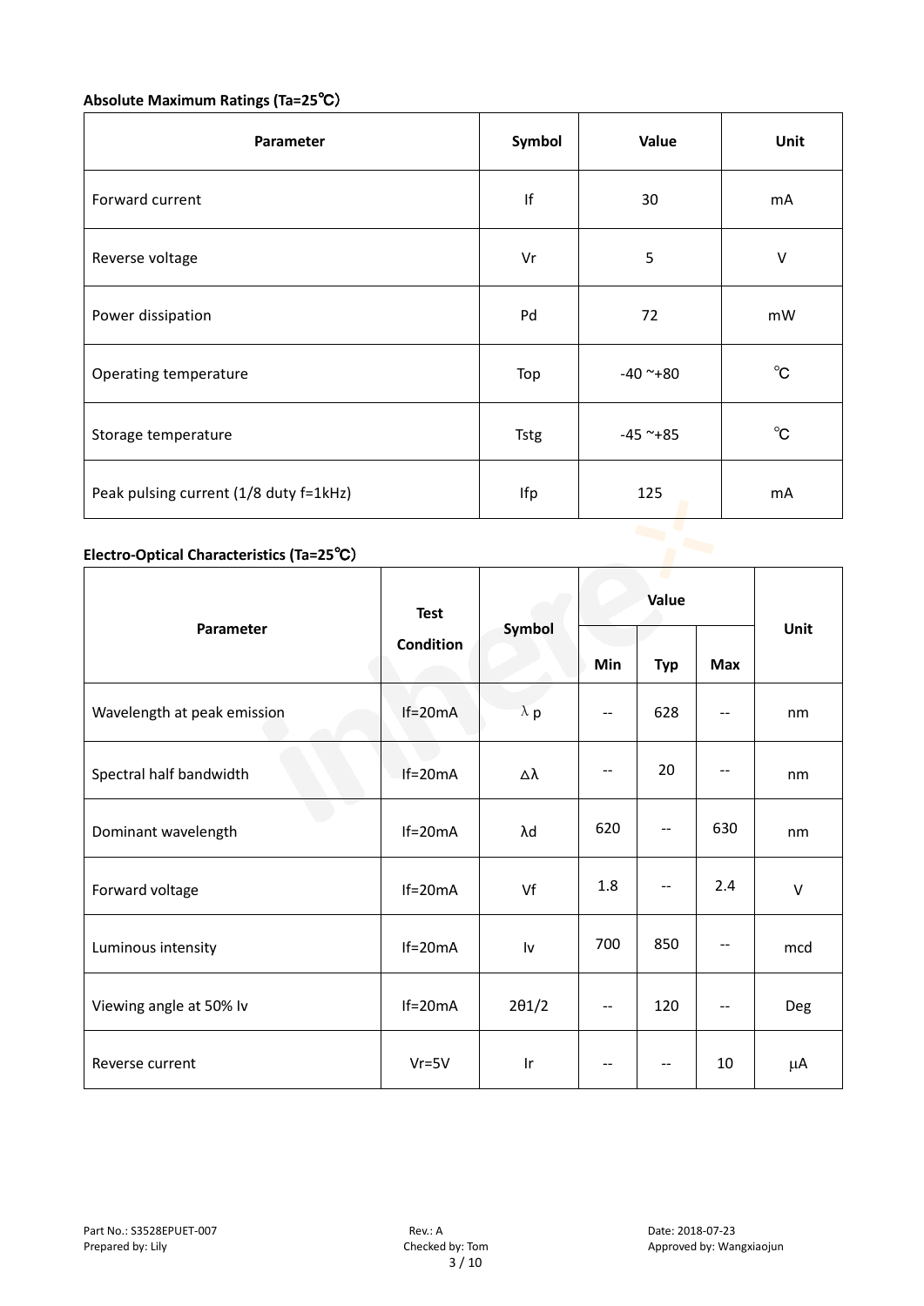**Absolute Maximum Ratings (Ta=25℃)**

| Parameter | Symbol | Value | Unit |
|---|---|---|---|
| Forward current | If | 30 | mA |
| Reverse voltage | Vr | 5 | V |
| Power dissipation | Pd | 72 | mW |
| Operating temperature | Top | -40 ~+80 | ℃ |
| Storage temperature | Tstg | -45 ~+85 | ℃ |
| Peak pulsing current (1/8 duty f=1kHz) | Ifp | 125 | mA |

**Electro-Optical Characteristics (Ta=25℃)**

| Parameter | Test Condition | Symbol | Value | | | Unit |
|---|---|---|---|---|---|---|
| | | | Min | Typ | Max | |
| Wavelength at peak emission | If=20mA | λ p | -- | 628 | -- | nm |
| Spectral half bandwidth | If=20mA | Δλ | -- | 20 | -- | nm |
| Dominant wavelength | If=20mA | λd | 620 | -- | 630 | nm |
| Forward voltage | If=20mA | Vf | 1.8 | -- | 2.4 | V |
| Luminous intensity | If=20mA | Iv | 700 | 850 | -- | mcd |
| Viewing angle at 50% Iv | If=20mA | 2θ1/2 | -- | 120 | -- | Deg |
| Reverse current | Vr=5V | Ir | -- | -- | 10 | μA |

Part No.: S3528EPUET-007　Rev.: A　Date: 2018-07-23
Prepared by: Lily　Checked by: Tom　Approved by: Wangxiaojun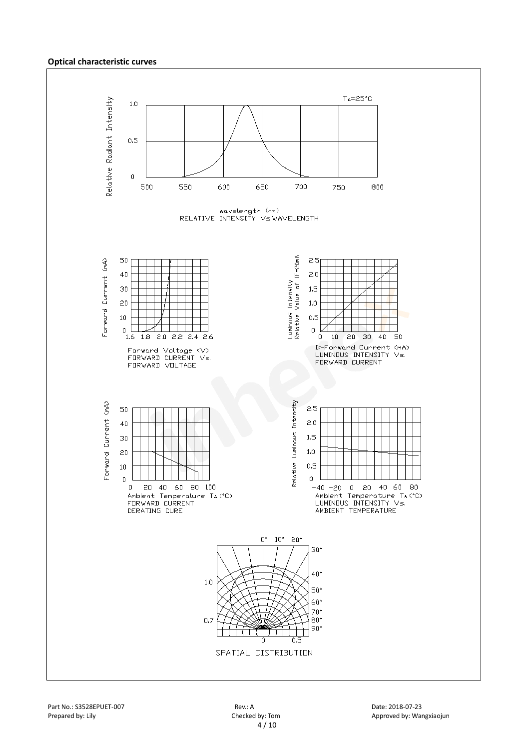**Optical characteristic curves**

$T_a$=25°C

Relative Radiant Intensity

1.0

0.5

0

500 550 600 650 700 750 800

wavelength (nm)

RELATIVE INTENSITY Vs.WAVELENGTH

Forward Current (mA)

50 40 30 20 10 0

1.6 1.8 2.0 2.2 2.4 2.6

Forward Voltage (V)

FORWARD CURRENT Vs. FORWARD VOLTAGE

Luminous Intensity Relative Value of IF=20mA

2.5 2.0 1.5 1.0 0.5 0

0 10 20 30 40 50

IF-Forward Current (mA)

LUMINOUS INTENSITY Vs. FORWARD CURRENT

Forward Current (mA)

50 40 30 20 10 0

0 20 40 60 80 100

Ambient Temperature TA (°C)

FORWARD CURRENT DERATING CURE

Relative Luminous Intensity

2.5 2.0 1.5 1.0 0.5 0

-40 -20 0 20 40 60 80

Ambient Temperature TA (°C)

LUMINOUS INTENSITY Vs. AMBIENT TEMPERATURE

0° 10° 20° 30° 40° 50° 60° 70° 80° 90°

1.0

0.7

0 0.5

SPATIAL DISTRIBUTION

Part No.: S3528EPUET-007 | Rev.: A | Date: 2018-07-23

Prepared by: Lily | Checked by: Tom | Approved by: Wangxiaojun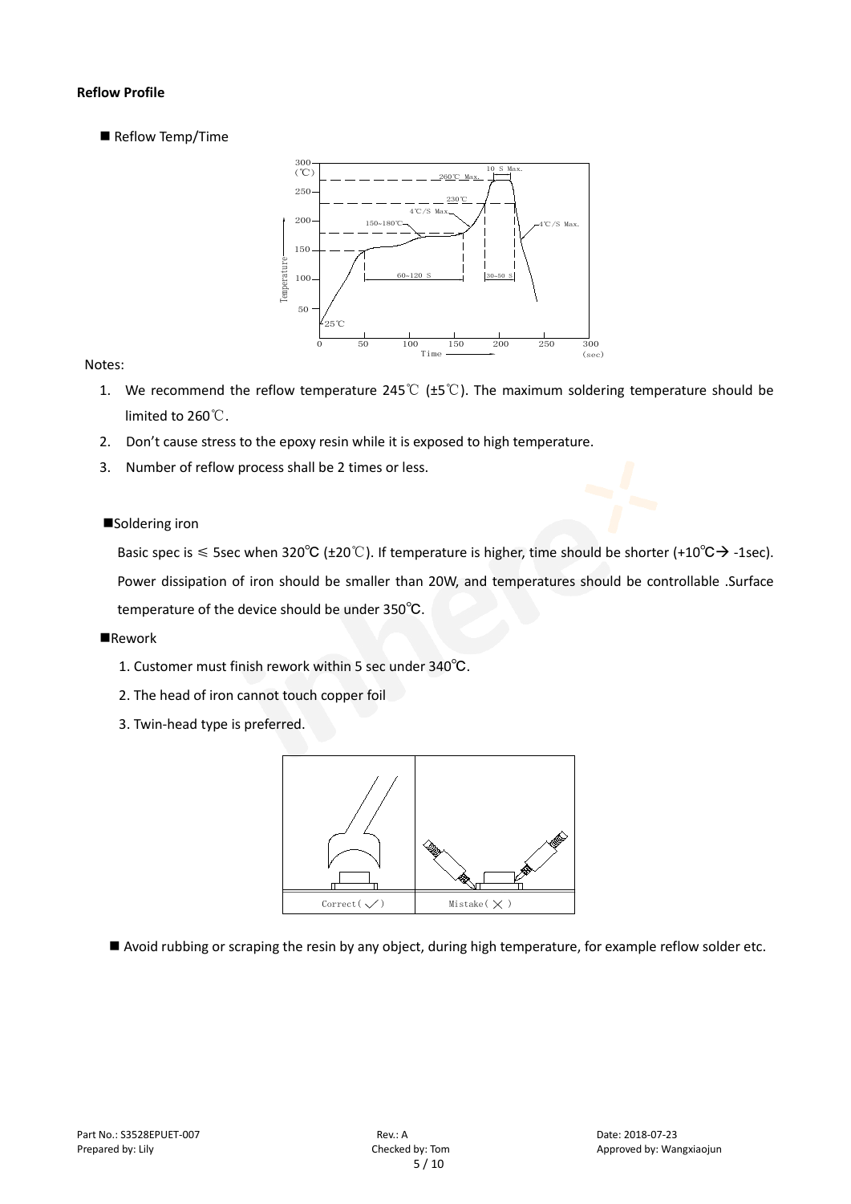**Reflow Profile**

■ Reflow Temp/Time

300
(℃)
250
200
150
100
50
Temperature
260℃ Max.
10 S Max.
230℃
4℃/S Max.
150~180℃
4℃/S Max.
60~120 S
30~50 S
25℃
0
50
100
150
200
250
300
Time
(sec)

Notes:

1. We recommend the reflow temperature 245℃ (±5℃). The maximum soldering temperature should be limited to 260℃.
2. Don't cause stress to the epoxy resin while it is exposed to high temperature.
3. Number of reflow process shall be 2 times or less.

■Soldering iron

Basic spec is ≤ 5sec when 320℃ (±20℃). If temperature is higher, time should be shorter (+10℃→ -1sec). Power dissipation of iron should be smaller than 20W, and temperatures should be controllable .Surface temperature of the device should be under 350℃.

■Rework

1. Customer must finish rework within 5 sec under 340℃.
2. The head of iron cannot touch copper foil
3. Twin-head type is preferred.

Correct( ✓ )
Mistake( ✕ )

■ Avoid rubbing or scraping the resin by any object, during high temperature, for example reflow solder etc.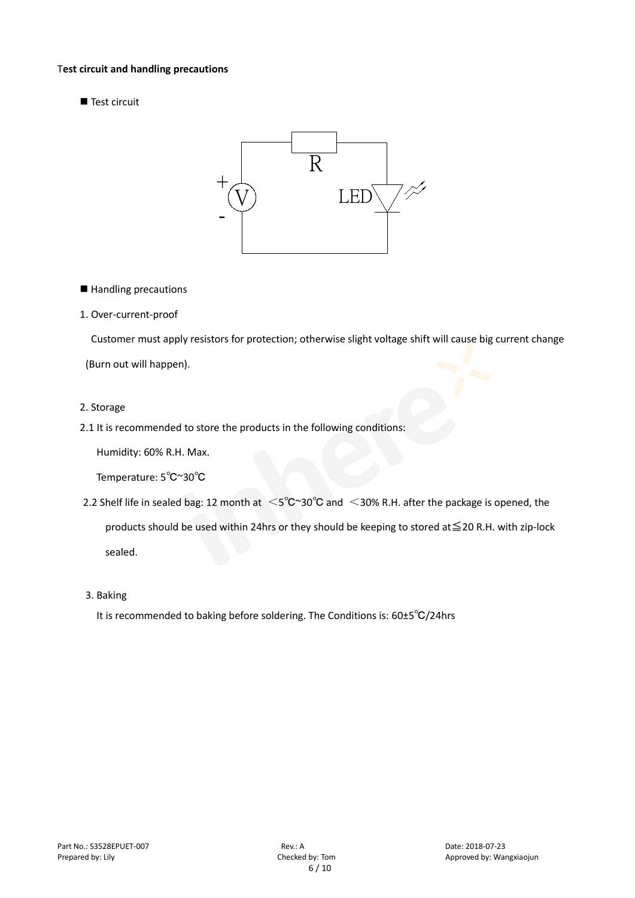**Test circuit and handling precautions**

■ Test circuit

+
V
-
R
LED

■ Handling precautions

1. Over-current-proof

Customer must apply resistors for protection; otherwise slight voltage shift will cause big current change (Burn out will happen).

2. Storage

2.1 It is recommended to store the products in the following conditions:

Humidity: 60% R.H. Max.

Temperature: 5℃~30℃

2.2 Shelf life in sealed bag: 12 month at ＜5℃~30℃ and ＜30% R.H. after the package is opened, the products should be used within 24hrs or they should be keeping to stored at≦20 R.H. with zip-lock sealed.

3. Baking

It is recommended to baking before soldering. The Conditions is: 60±5℃/24hrs

Part No.: S3528EPUET-007 Rev.: A Date: 2018-07-23
Prepared by: Lily Checked by: Tom Approved by: Wangxiaojun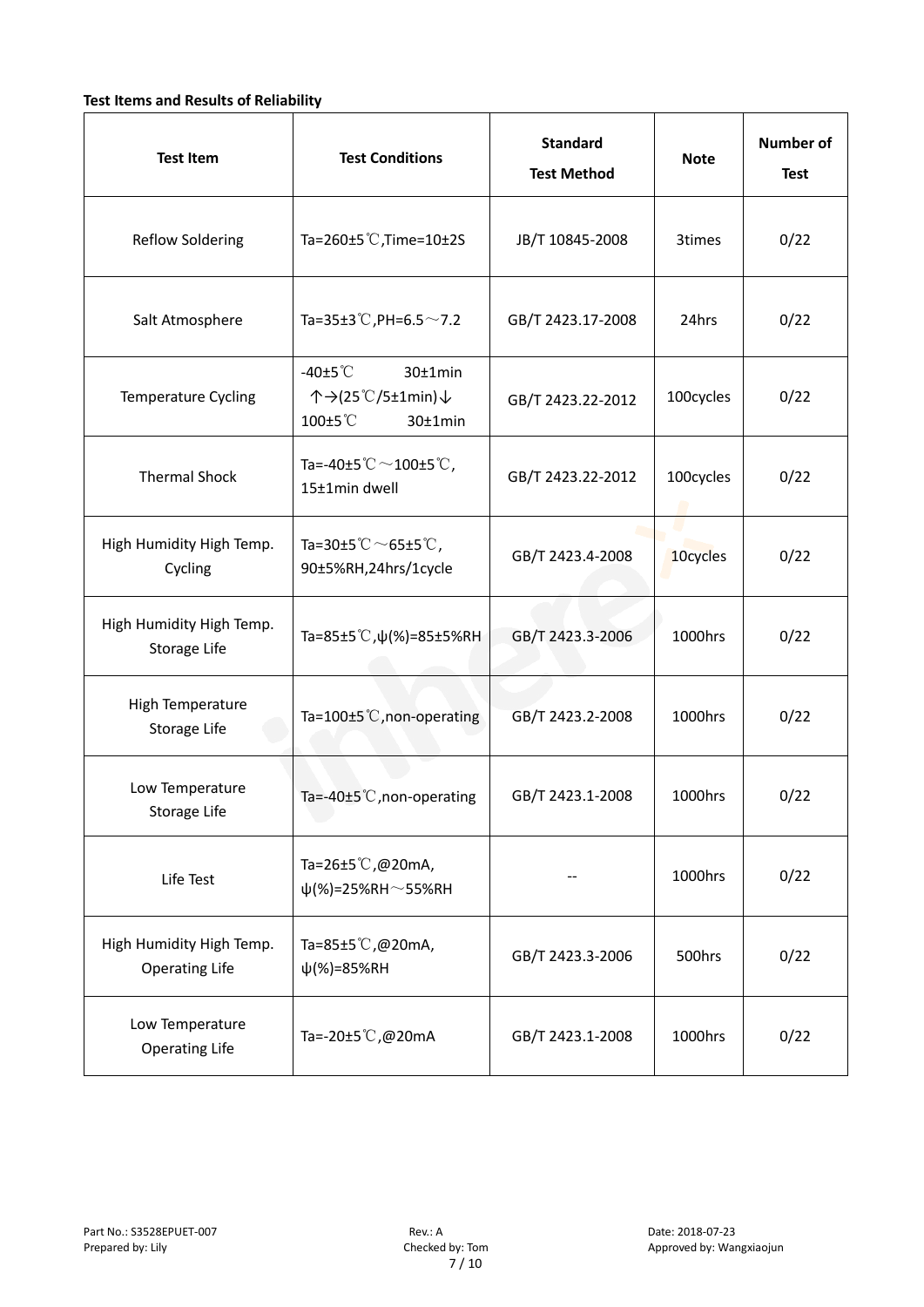**Test Items and Results of Reliability**

| Test Item | Test Conditions | Standard Test Method | Note | Number of Test |
|---|---|---|---|---|
| Reflow Soldering | Ta=260±5℃,Time=10±2S | JB/T 10845-2008 | 3times | 0/22 |
| Salt Atmosphere | Ta=35±3℃,PH=6.5～7.2 | GB/T 2423.17-2008 | 24hrs | 0/22 |
| Temperature Cycling | -40±5℃ 30±1min ↑→(25℃/5±1min)↓ 100±5℃ 30±1min | GB/T 2423.22-2012 | 100cycles | 0/22 |
| Thermal Shock | Ta=-40±5℃～100±5℃, 15±1min dwell | GB/T 2423.22-2012 | 100cycles | 0/22 |
| High Humidity High Temp. Cycling | Ta=30±5℃～65±5℃, 90±5%RH,24hrs/1cycle | GB/T 2423.4-2008 | 10cycles | 0/22 |
| High Humidity High Temp. Storage Life | Ta=85±5℃,ψ(%)=85±5%RH | GB/T 2423.3-2006 | 1000hrs | 0/22 |
| High Temperature Storage Life | Ta=100±5℃,non-operating | GB/T 2423.2-2008 | 1000hrs | 0/22 |
| Low Temperature Storage Life | Ta=-40±5℃,non-operating | GB/T 2423.1-2008 | 1000hrs | 0/22 |
| Life Test | Ta=26±5℃,@20mA, ψ(%)=25%RH～55%RH | -- | 1000hrs | 0/22 |
| High Humidity High Temp. Operating Life | Ta=85±5℃,@20mA, ψ(%)=85%RH | GB/T 2423.3-2006 | 500hrs | 0/22 |
| Low Temperature Operating Life | Ta=-20±5℃,@20mA | GB/T 2423.1-2008 | 1000hrs | 0/22 |

Part No.: S3528EPUET-007 Rev.: A Date: 2018-07-23
Prepared by: Lily Checked by: Tom Approved by: Wangxiaojun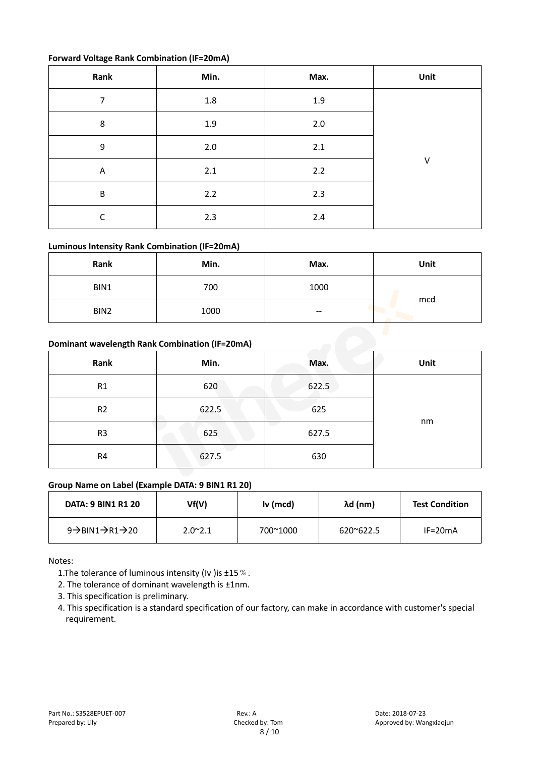**Forward Voltage Rank Combination (IF=20mA)**

| Rank | Min. | Max. | Unit |
|---|---|---|---|
| 7 | 1.8 | 1.9 | V |
| 8 | 1.9 | 2.0 | |
| 9 | 2.0 | 2.1 | |
| A | 2.1 | 2.2 | |
| B | 2.2 | 2.3 | |
| C | 2.3 | 2.4 | |

**Luminous Intensity Rank Combination (IF=20mA)**

| Rank | Min. | Max. | Unit |
|---|---|---|---|
| BIN1 | 700 | 1000 | mcd |
| BIN2 | 1000 | -- | |

**Dominant wavelength Rank Combination (IF=20mA)**

| Rank | Min. | Max. | Unit |
|---|---|---|---|
| R1 | 620 | 622.5 | nm |
| R2 | 622.5 | 625 | |
| R3 | 625 | 627.5 | |
| R4 | 627.5 | 630 | |

**Group Name on Label (Example DATA: 9 BIN1 R1 20)**

| DATA: 9 BIN1 R1 20 | Vf(V) | Iv (mcd) | λd (nm) | Test Condition |
|---|---|---|---|---|
| 9→BIN1→R1→20 | 2.0~2.1 | 700~1000 | 620~622.5 | IF=20mA |

Notes:

1. The tolerance of luminous intensity (Iv )is ±15％.
2. The tolerance of dominant wavelength is ±1nm.
3. This specification is preliminary.
4. This specification is a standard specification of our factory, can make in accordance with customer's special requirement.

Part No.: S3528EPUET-007 Rev.: A Date: 2018-07-23
Prepared by: Lily Checked by: Tom Approved by: Wangxiaojun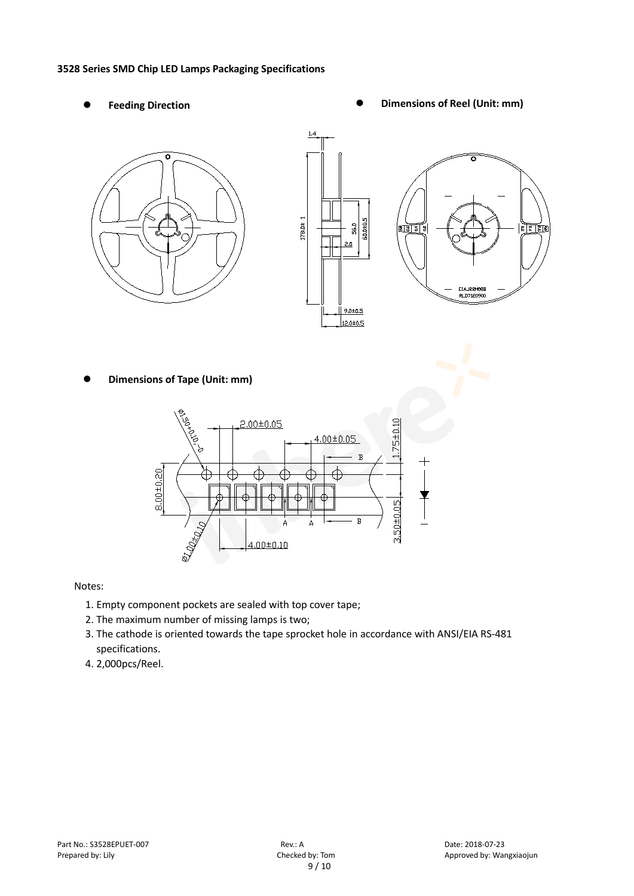**3528 Series SMD Chip LED Lamps Packaging Specifications**

- **Feeding Direction**
- **Dimensions of Reel (Unit: mm)**

1.4

178.0± 1

56.0

60.0±0.5

2.0

9.0±0.5

12.0±0.5

EIAJRRM08B
RLD712090O

- **Dimensions of Tape (Unit: mm)**

Ø1.50+0.10/-0

2.00±0.05

4.00±0.05

1.75±0.10

B

8.00±0.20

A

A

B

3.50±0.05

Ø1.00±0.10

4.00±0.10

Notes:

1. Empty component pockets are sealed with top cover tape;
2. The maximum number of missing lamps is two;
3. The cathode is oriented towards the tape sprocket hole in accordance with ANSI/EIA RS-481 specifications.
4. 2,000pcs/Reel.

Part No.: S3528EPUET-007 Rev.: A Date: 2018-07-23
Prepared by: Lily Checked by: Tom Approved by: Wangxiaojun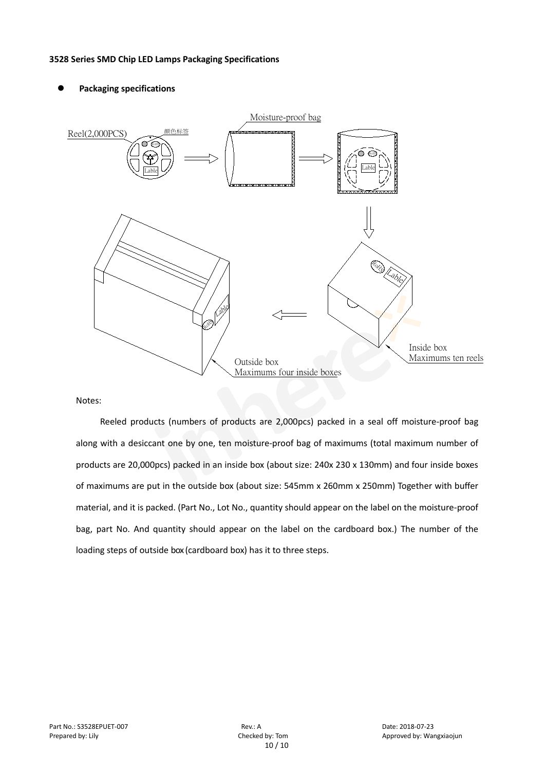**3528 Series SMD Chip LED Lamps Packaging Specifications**

- **Packaging specifications**

Moisture-proof bag

Reel(2,000PCS)

顏色标签

Lable

Inside box
Maximums ten reels

Outside box
Maximums four inside boxes

Notes:

Reeled products (numbers of products are 2,000pcs) packed in a seal off moisture-proof bag along with a desiccant one by one, ten moisture-proof bag of maximums (total maximum number of products are 20,000pcs) packed in an inside box (about size: 240x 230 x 130mm) and four inside boxes of maximums are put in the outside box (about size: 545mm x 260mm x 250mm) Together with buffer material, and it is packed. (Part No., Lot No., quantity should appear on the label on the moisture-proof bag, part No. And quantity should appear on the label on the cardboard box.) The number of the loading steps of outside box (cardboard box) has it to three steps.

Part No.: S3528EPUET-007 Rev.: A Date: 2018-07-23
Prepared by: Lily Checked by: Tom Approved by: Wangxiaojun